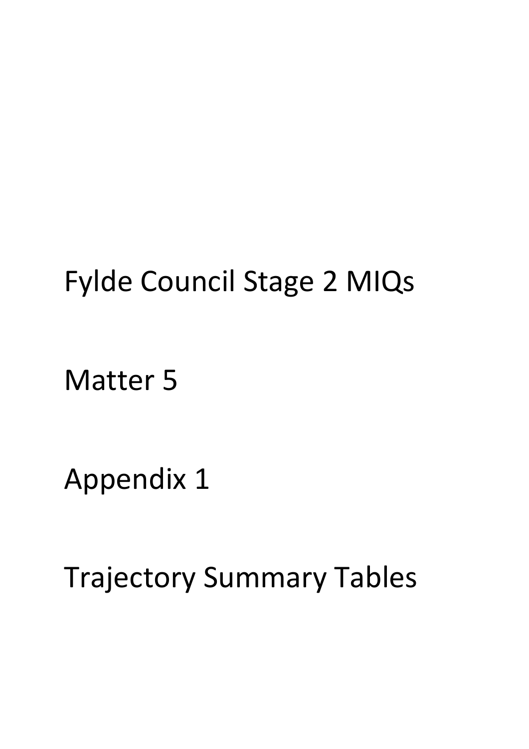# Fylde Council Stage 2 MIQs

# Matter 5

# Appendix 1

# Trajectory Summary Tables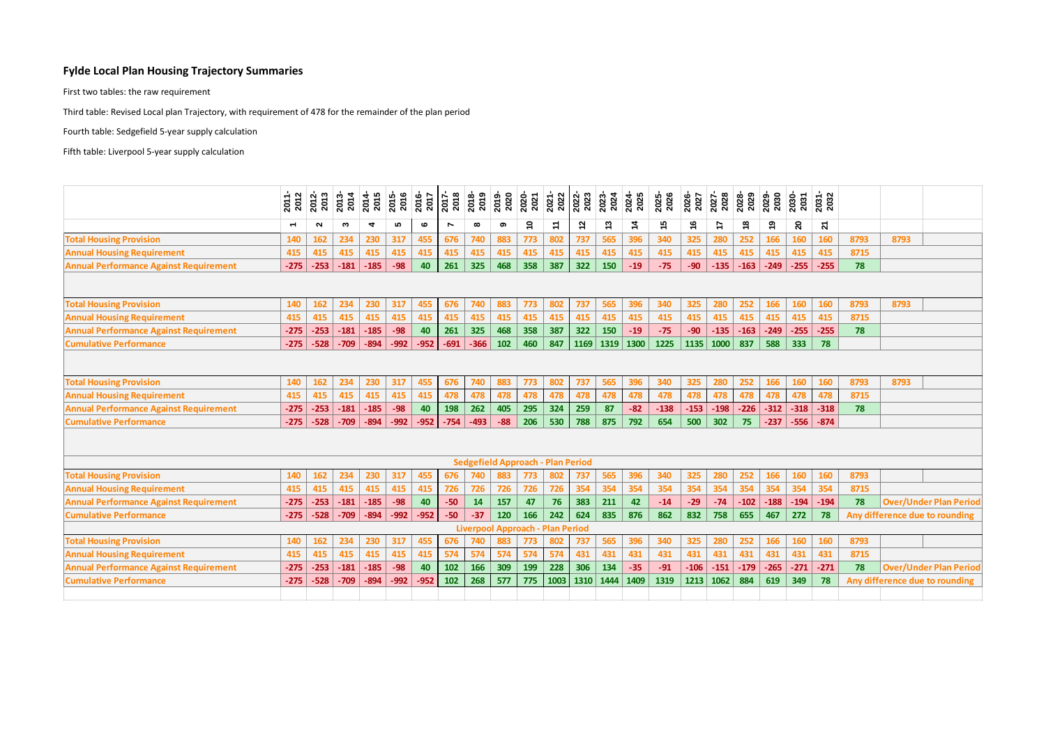## Fylde Local Plan Housing Trajectory Summaries

First two tables: the raw requirement

Third table: Revised Local plan Trajectory, with requirement of 478 for the remainder of the plan period

Fourth table: Sedgefield 5-year supply calculation

Fifth table: Liverpool 5-year supply calculation

| | 2011-2012 | 2012-2013 | 2013-2014 | 2014-2015 | 2015-2016 | 2016-2017 | 2017-2018 | 2018-2019 | 2019-2020 | 2020-2021 | 2021-2022 | 2022-2023 | 2023-2024 | 2024-2025 | 2025-2026 | 2026-2027 | 2027-2028 | 2028-2029 | 2029-2030 | 2030-2031 | 2031-2032 | | | |
|---|---|---|---|---|---|---|---|---|---|---|---|---|---|---|---|---|---|---|---|---|---|---|---|---|
| | 1 | 2 | 3 | 4 | 5 | 6 | 7 | 8 | 9 | 10 | 11 | 12 | 13 | 14 | 15 | 16 | 17 | 18 | 19 | 20 | 21 | | | |
| **Total Housing Provision** | 140 | 162 | 234 | 230 | 317 | 455 | 676 | 740 | 883 | 773 | 802 | 737 | 565 | 396 | 340 | 325 | 280 | 252 | 166 | 160 | 160 | 8793 | 8793 | |
| **Annual Housing Requirement** | 415 | 415 | 415 | 415 | 415 | 415 | 415 | 415 | 415 | 415 | 415 | 415 | 415 | 415 | 415 | 415 | 415 | 415 | 415 | 415 | 415 | 8715 | | |
| **Annual Performance Against Requirement** | -275 | -253 | -181 | -185 | -98 | 40 | 261 | 325 | 468 | 358 | 387 | 322 | 150 | -19 | -75 | -90 | -135 | -163 | -249 | -255 | -255 | 78 | | |
| | | | | | | | | | | | | | | | | | | | | | | | | |
| **Total Housing Provision** | 140 | 162 | 234 | 230 | 317 | 455 | 676 | 740 | 883 | 773 | 802 | 737 | 565 | 396 | 340 | 325 | 280 | 252 | 166 | 160 | 160 | 8793 | 8793 | |
| **Annual Housing Requirement** | 415 | 415 | 415 | 415 | 415 | 415 | 415 | 415 | 415 | 415 | 415 | 415 | 415 | 415 | 415 | 415 | 415 | 415 | 415 | 415 | 415 | 8715 | | |
| **Annual Performance Against Requirement** | -275 | -253 | -181 | -185 | -98 | 40 | 261 | 325 | 468 | 358 | 387 | 322 | 150 | -19 | -75 | -90 | -135 | -163 | -249 | -255 | -255 | 78 | | |
| **Cumulative Performance** | -275 | -528 | -709 | -894 | -992 | -952 | -691 | -366 | 102 | 460 | 847 | 1169 | 1319 | 1300 | 1225 | 1135 | 1000 | 837 | 588 | 333 | 78 | | | |
| | | | | | | | | | | | | | | | | | | | | | | | | |
| **Total Housing Provision** | 140 | 162 | 234 | 230 | 317 | 455 | 676 | 740 | 883 | 773 | 802 | 737 | 565 | 396 | 340 | 325 | 280 | 252 | 166 | 160 | 160 | 8793 | 8793 | |
| **Annual Housing Requirement** | 415 | 415 | 415 | 415 | 415 | 415 | 478 | 478 | 478 | 478 | 478 | 478 | 478 | 478 | 478 | 478 | 478 | 478 | 478 | 478 | 478 | 8715 | | |
| **Annual Performance Against Requirement** | -275 | -253 | -181 | -185 | -98 | 40 | 198 | 262 | 405 | 295 | 324 | 259 | 87 | -82 | -138 | -153 | -198 | -226 | -312 | -318 | -318 | 78 | | |
| **Cumulative Performance** | -275 | -528 | -709 | -894 | -992 | -952 | -754 | -493 | -88 | 206 | 530 | 788 | 875 | 792 | 654 | 500 | 302 | 75 | -237 | -556 | -874 | | | |
| | | | | | | | | | | | | | | | | | | | | | | | | |
| **Sedgefield Approach - Plan Period** | | | | | | | | | | | | | | | | | | | | | | | | |
| **Total Housing Provision** | 140 | 162 | 234 | 230 | 317 | 455 | 676 | 740 | 883 | 773 | 802 | 737 | 565 | 396 | 340 | 325 | 280 | 252 | 166 | 160 | 160 | 8793 | | |
| **Annual Housing Requirement** | 415 | 415 | 415 | 415 | 415 | 415 | 726 | 726 | 726 | 726 | 726 | 354 | 354 | 354 | 354 | 354 | 354 | 354 | 354 | 354 | 354 | 8715 | | |
| **Annual Performance Against Requirement** | -275 | -253 | -181 | -185 | -98 | 40 | -50 | 14 | 157 | 47 | 76 | 383 | 211 | 42 | -14 | -29 | -74 | -102 | -188 | -194 | -194 | 78 | **Over/Under Plan Period** | |
| **Cumulative Performance** | -275 | -528 | -709 | -894 | -992 | -952 | -50 | -37 | 120 | 166 | 242 | 624 | 835 | 876 | 862 | 832 | 758 | 655 | 467 | 272 | 78 | **Any difference due to rounding** | | |
| **Liverpool Approach - Plan Period** | | | | | | | | | | | | | | | | | | | | | | | | |
| **Total Housing Provision** | 140 | 162 | 234 | 230 | 317 | 455 | 676 | 740 | 883 | 773 | 802 | 737 | 565 | 396 | 340 | 325 | 280 | 252 | 166 | 160 | 160 | 8793 | | |
| **Annual Housing Requirement** | 415 | 415 | 415 | 415 | 415 | 415 | 574 | 574 | 574 | 574 | 574 | 431 | 431 | 431 | 431 | 431 | 431 | 431 | 431 | 431 | 431 | 8715 | | |
| **Annual Performance Against Requirement** | -275 | -253 | -181 | -185 | -98 | 40 | 102 | 166 | 309 | 199 | 228 | 306 | 134 | -35 | -91 | -106 | -151 | -179 | -265 | -271 | -271 | 78 | **Over/Under Plan Period** | |
| **Cumulative Performance** | -275 | -528 | -709 | -894 | -992 | -952 | 102 | 268 | 577 | 775 | 1003 | 1310 | 1444 | 1409 | 1319 | 1213 | 1062 | 884 | 619 | 349 | 78 | **Any difference due to rounding** | | |